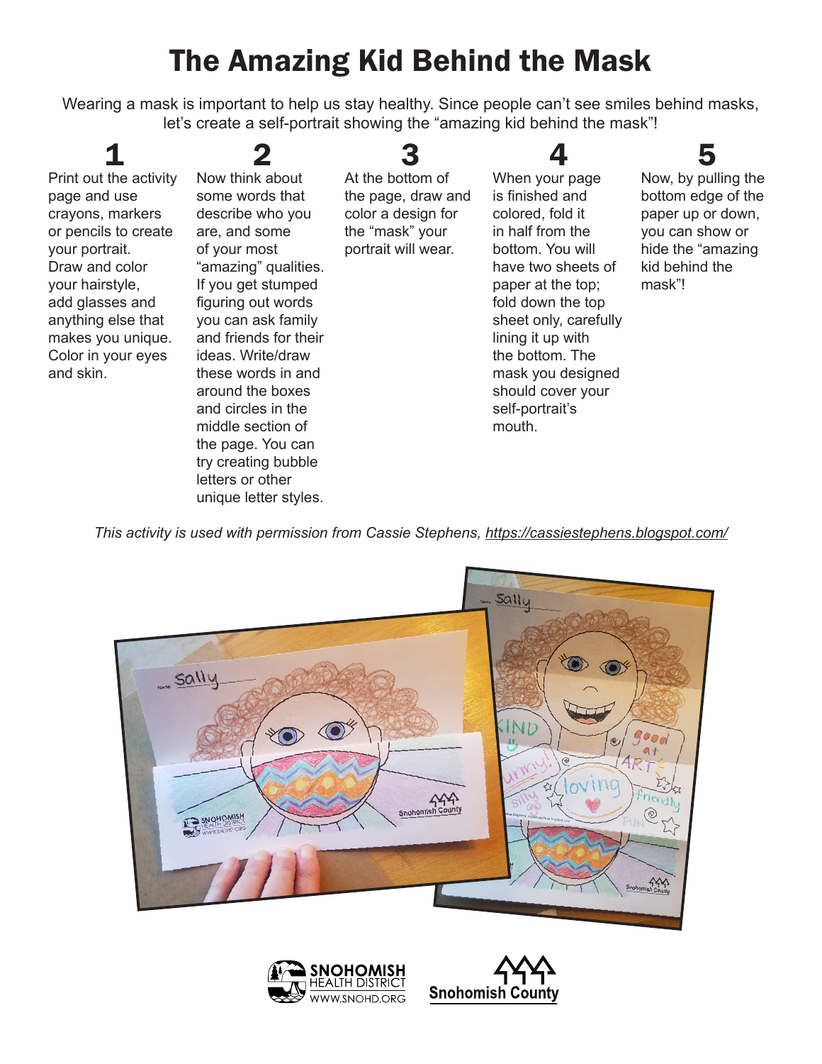# The Amazing Kid Behind the Mask

Wearing a mask is important to help us stay healthy. Since people can't see smiles behind masks, let's create a self-portrait showing the "amazing kid behind the mask"!

**1**

Print out the activity page and use crayons, markers or pencils to create your portrait. Draw and color your hairstyle, add glasses and anything else that makes you unique. Color in your eyes and skin.

**2**

Now think about some words that describe who you are, and some of your most "amazing" qualities. If you get stumped figuring out words you can ask family and friends for their ideas. Write/draw these words in and around the boxes and circles in the middle section of the page. You can try creating bubble letters or other unique letter styles.

**3**

At the bottom of the page, draw and color a design for the "mask" your portrait will wear.

**4**

When your page is finished and colored, fold it in half from the bottom. You will have two sheets of paper at the top; fold down the top sheet only, carefully lining it up with the bottom. The mask you designed should cover your self-portrait's mouth.

**5**

Now, by pulling the bottom edge of the paper up or down, you can show or hide the "amazing kid behind the mask"!

*This activity is used with permission from Cassie Stephens, https://cassiestephens.blogspot.com/*

SNOHOMISH HEALTH DISTRICT WWW.SNOHD.ORG

Snohomish County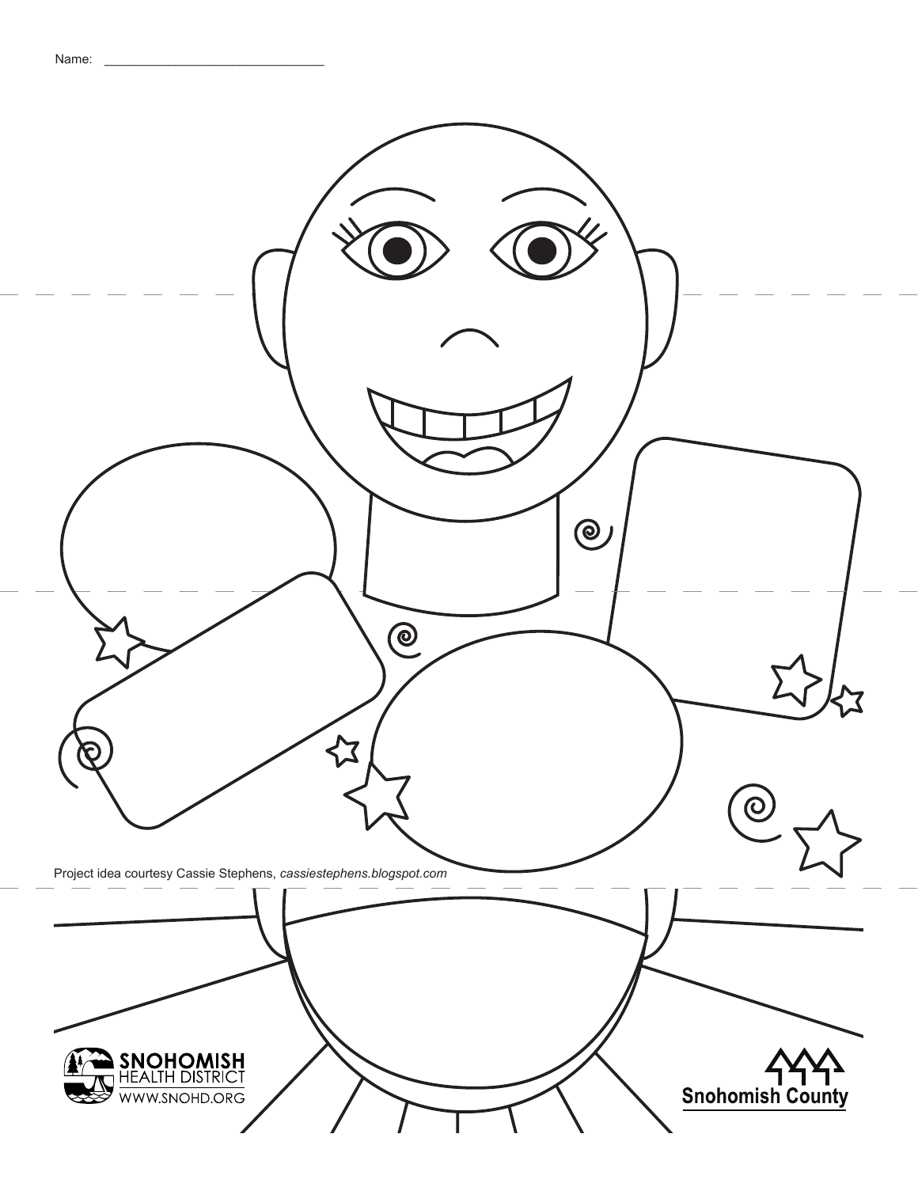Name: ______________________________

Project idea courtesy Cassie Stephens, *cassiestephens.blogspot.com*

SNOHOMISH HEALTH DISTRICT
WWW.SNOHD.ORG

Snohomish County